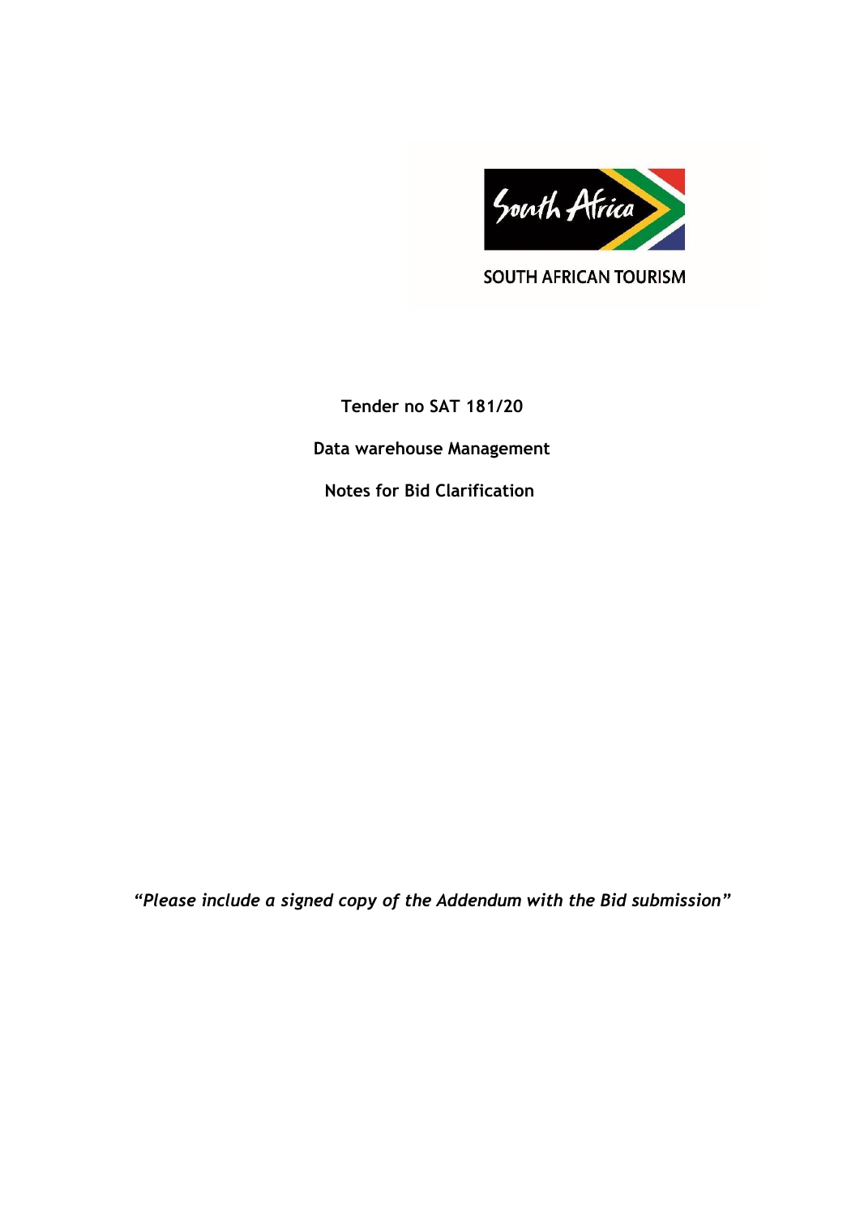SOUTH AFRICAN TOURISM

**Tender no SAT 181/20**

**Data warehouse Management**

**Notes for Bid Clarification**

***"Please include a signed copy of the Addendum with the Bid submission"***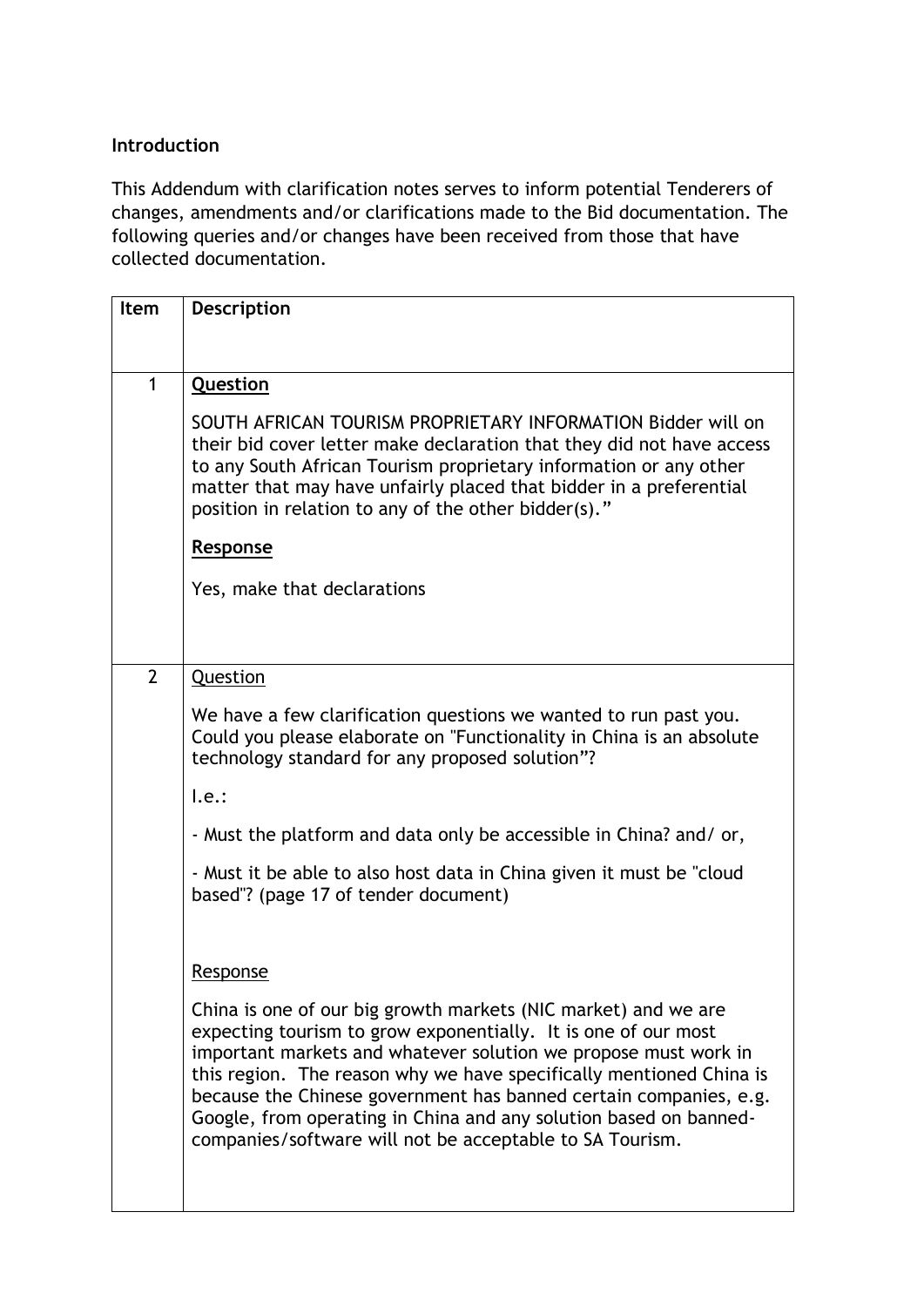**Introduction**

This Addendum with clarification notes serves to inform potential Tenderers of changes, amendments and/or clarifications made to the Bid documentation. The following queries and/or changes have been received from those that have collected documentation.

| Item | Description |
|---|---|
| 1 | <u>**Question**</u><br><br>SOUTH AFRICAN TOURISM PROPRIETARY INFORMATION Bidder will on their bid cover letter make declaration that they did not have access to any South African Tourism proprietary information or any other matter that may have unfairly placed that bidder in a preferential position in relation to any of the other bidder(s)."<br><br><u>**Response**</u><br><br>Yes, make that declarations |
| 2 | <u>Question</u><br><br>We have a few clarification questions we wanted to run past you. Could you please elaborate on "Functionality in China is an absolute technology standard for any proposed solution"?<br><br>I.e.:<br><br>- Must the platform and data only be accessible in China? and/ or,<br><br>- Must it be able to also host data in China given it must be "cloud based"? (page 17 of tender document)<br><br><u>Response</u><br><br>China is one of our big growth markets (NIC market) and we are expecting tourism to grow exponentially. It is one of our most important markets and whatever solution we propose must work in this region. The reason why we have specifically mentioned China is because the Chinese government has banned certain companies, e.g. Google, from operating in China and any solution based on banned-companies/software will not be acceptable to SA Tourism. |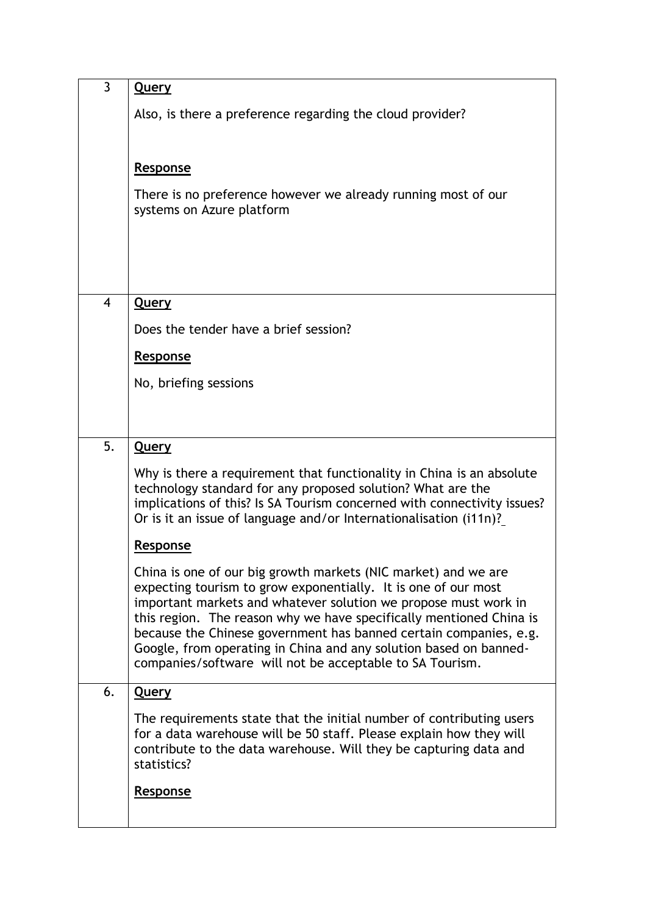| | |
|---|---|
| 3 | **Query**<br><br>Also, is there a preference regarding the cloud provider?<br><br>**Response**<br><br>There is no preference however we already running most of our systems on Azure platform |
| 4 | **Query**<br><br>Does the tender have a brief session?<br><br>**Response**<br><br>No, briefing sessions |
| 5. | **Query**<br><br>Why is there a requirement that functionality in China is an absolute technology standard for any proposed solution? What are the implications of this? Is SA Tourism concerned with connectivity issues? Or is it an issue of language and/or Internationalisation (i11n)?<br><br>**Response**<br><br>China is one of our big growth markets (NIC market) and we are expecting tourism to grow exponentially. It is one of our most important markets and whatever solution we propose must work in this region. The reason why we have specifically mentioned China is because the Chinese government has banned certain companies, e.g. Google, from operating in China and any solution based on banned-companies/software will not be acceptable to SA Tourism. |
| 6. | **Query**<br><br>The requirements state that the initial number of contributing users for a data warehouse will be 50 staff. Please explain how they will contribute to the data warehouse. Will they be capturing data and statistics?<br><br>**Response** |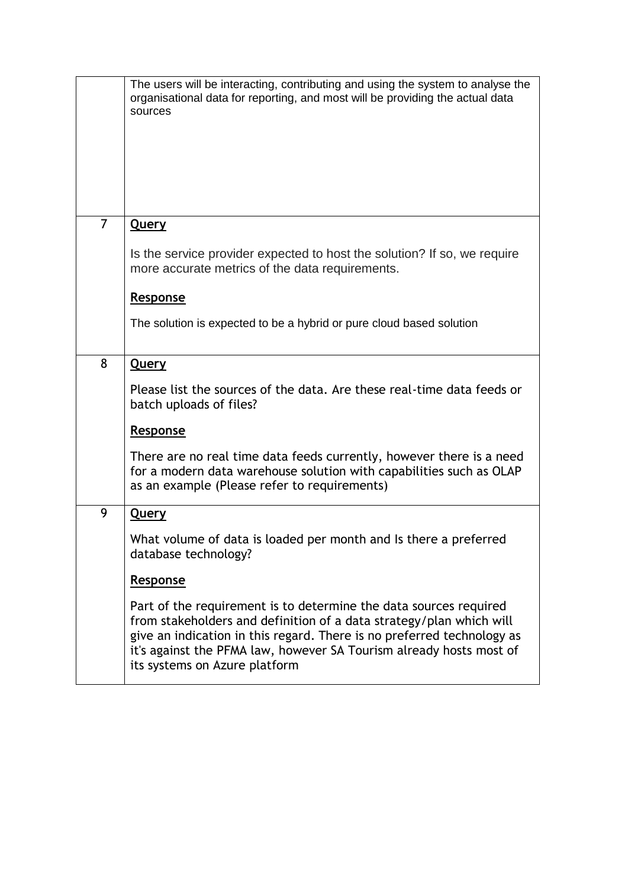| | |
|---|---|
| | The users will be interacting, contributing and using the system to analyse the organisational data for reporting, and most will be providing the actual data sources |
| 7 | **Query**<br><br>Is the service provider expected to host the solution? If so, we require more accurate metrics of the data requirements.<br><br>**Response**<br><br>The solution is expected to be a hybrid or pure cloud based solution |
| 8 | **Query**<br><br>Please list the sources of the data. Are these real-time data feeds or batch uploads of files?<br><br>**Response**<br><br>There are no real time data feeds currently, however there is a need for a modern data warehouse solution with capabilities such as OLAP as an example (Please refer to requirements) |
| 9 | **Query**<br><br>What volume of data is loaded per month and Is there a preferred database technology?<br><br>**Response**<br><br>Part of the requirement is to determine the data sources required from stakeholders and definition of a data strategy/plan which will give an indication in this regard. There is no preferred technology as it's against the PFMA law, however SA Tourism already hosts most of its systems on Azure platform |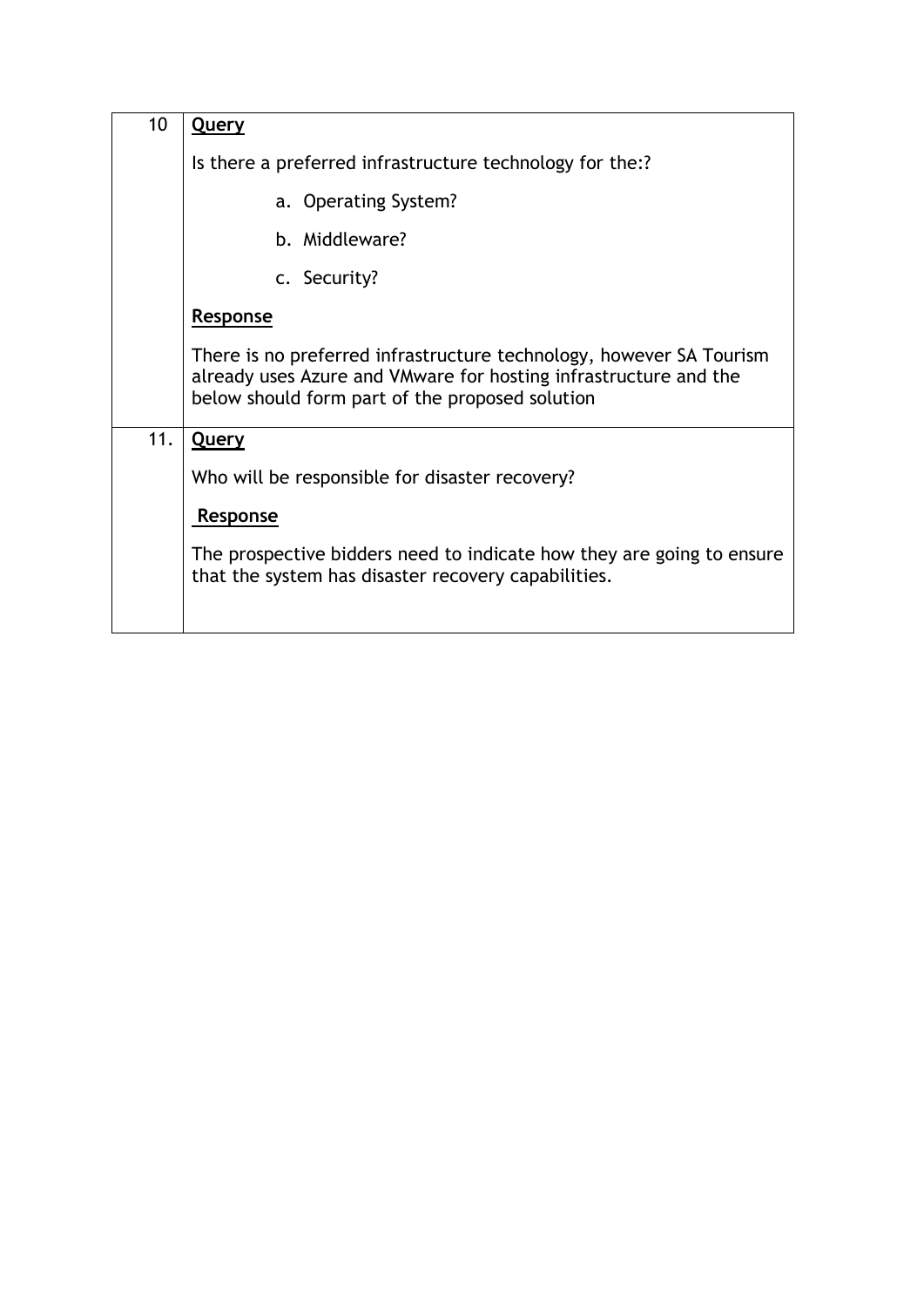| | |
|---|---|
| 10 | **Query**<br><br>Is there a preferred infrastructure technology for the:?<br><br>a. Operating System?<br>b. Middleware?<br>c. Security?<br><br>**Response**<br><br>There is no preferred infrastructure technology, however SA Tourism already uses Azure and VMware for hosting infrastructure and the below should form part of the proposed solution |
| 11. | **Query**<br><br>Who will be responsible for disaster recovery?<br><br>**Response**<br><br>The prospective bidders need to indicate how they are going to ensure that the system has disaster recovery capabilities. |